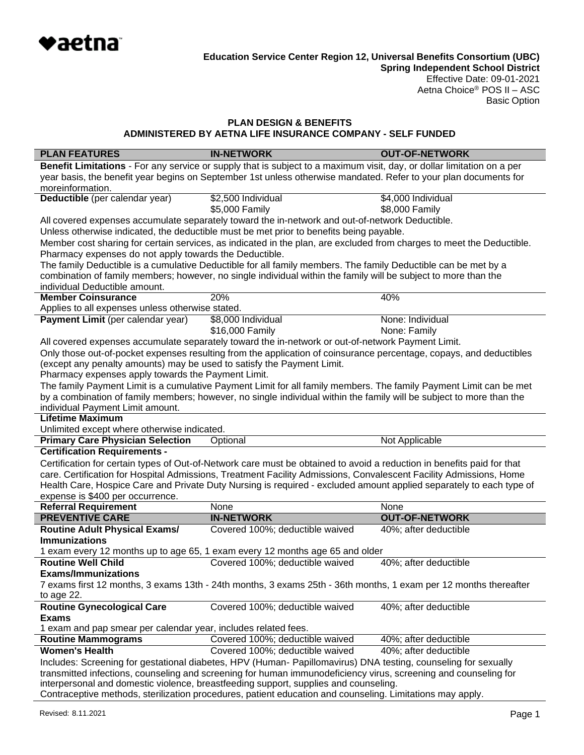aetna

**Education Service Center Region 12, Universal Benefits Consortium (UBC)**
**Spring Independent School District**
Effective Date: 09-01-2021
Aetna Choice® POS II – ASC
Basic Option

## PLAN DESIGN & BENEFITS
## ADMINISTERED BY AETNA LIFE INSURANCE COMPANY - SELF FUNDED

| PLAN FEATURES | IN-NETWORK | OUT-OF-NETWORK |
|---|---|---|
| **Benefit Limitations** - For any service or supply that is subject to a maximum visit, day, or dollar limitation on a per year basis, the benefit year begins on September 1st unless otherwise mandated. Refer to your plan documents for moreinformation. | | |
| **Deductible** (per calendar year) | $2,500 Individual<br>$5,000 Family | $4,000 Individual<br>$8,000 Family |
| All covered expenses accumulate separately toward the in-network and out-of-network Deductible.<br>Unless otherwise indicated, the deductible must be met prior to benefits being payable.<br>Member cost sharing for certain services, as indicated in the plan, are excluded from charges to meet the Deductible.<br>Pharmacy expenses do not apply towards the Deductible.<br>The family Deductible is a cumulative Deductible for all family members. The family Deductible can be met by a combination of family members; however, no single individual within the family will be subject to more than the individual Deductible amount. | | |
| **Member Coinsurance** | 20% | 40% |
| Applies to all expenses unless otherwise stated. | | |
| **Payment Limit** (per calendar year) | $8,000 Individual<br>$16,000 Family | None: Individual<br>None: Family |
| All covered expenses accumulate separately toward the in-network or out-of-network Payment Limit.<br>Only those out-of-pocket expenses resulting from the application of coinsurance percentage, copays, and deductibles (except any penalty amounts) may be used to satisfy the Payment Limit.<br>Pharmacy expenses apply towards the Payment Limit.<br>The family Payment Limit is a cumulative Payment Limit for all family members. The family Payment Limit can be met by a combination of family members; however, no single individual within the family will be subject to more than the individual Payment Limit amount. | | |
| **Lifetime Maximum** | | |
| Unlimited except where otherwise indicated. | | |
| **Primary Care Physician Selection** | Optional | Not Applicable |
| **Certification Requirements -** | | |
| Certification for certain types of Out-of-Network care must be obtained to avoid a reduction in benefits paid for that care. Certification for Hospital Admissions, Treatment Facility Admissions, Convalescent Facility Admissions, Home Health Care, Hospice Care and Private Duty Nursing is required - excluded amount applied separately to each type of expense is $400 per occurrence. | | |
| **Referral Requirement** | None | None |
| **PREVENTIVE CARE** | **IN-NETWORK** | **OUT-OF-NETWORK** |
| **Routine Adult Physical Exams/ Immunizations** | Covered 100%; deductible waived | 40%; after deductible |
| 1 exam every 12 months up to age 65, 1 exam every 12 months age 65 and older | | |
| **Routine Well Child Exams/Immunizations** | Covered 100%; deductible waived | 40%; after deductible |
| 7 exams first 12 months, 3 exams 13th - 24th months, 3 exams 25th - 36th months, 1 exam per 12 months thereafter to age 22. | | |
| **Routine Gynecological Care Exams** | Covered 100%; deductible waived | 40%; after deductible |
| 1 exam and pap smear per calendar year, includes related fees. | | |
| **Routine Mammograms** | Covered 100%; deductible waived | 40%; after deductible |
| **Women's Health** | Covered 100%; deductible waived | 40%; after deductible |
| Includes: Screening for gestational diabetes, HPV (Human- Papillomavirus) DNA testing, counseling for sexually transmitted infections, counseling and screening for human immunodeficiency virus, screening and counseling for interpersonal and domestic violence, breastfeeding support, supplies and counseling.<br>Contraceptive methods, sterilization procedures, patient education and counseling. Limitations may apply. | | |

Revised: 8.11.2021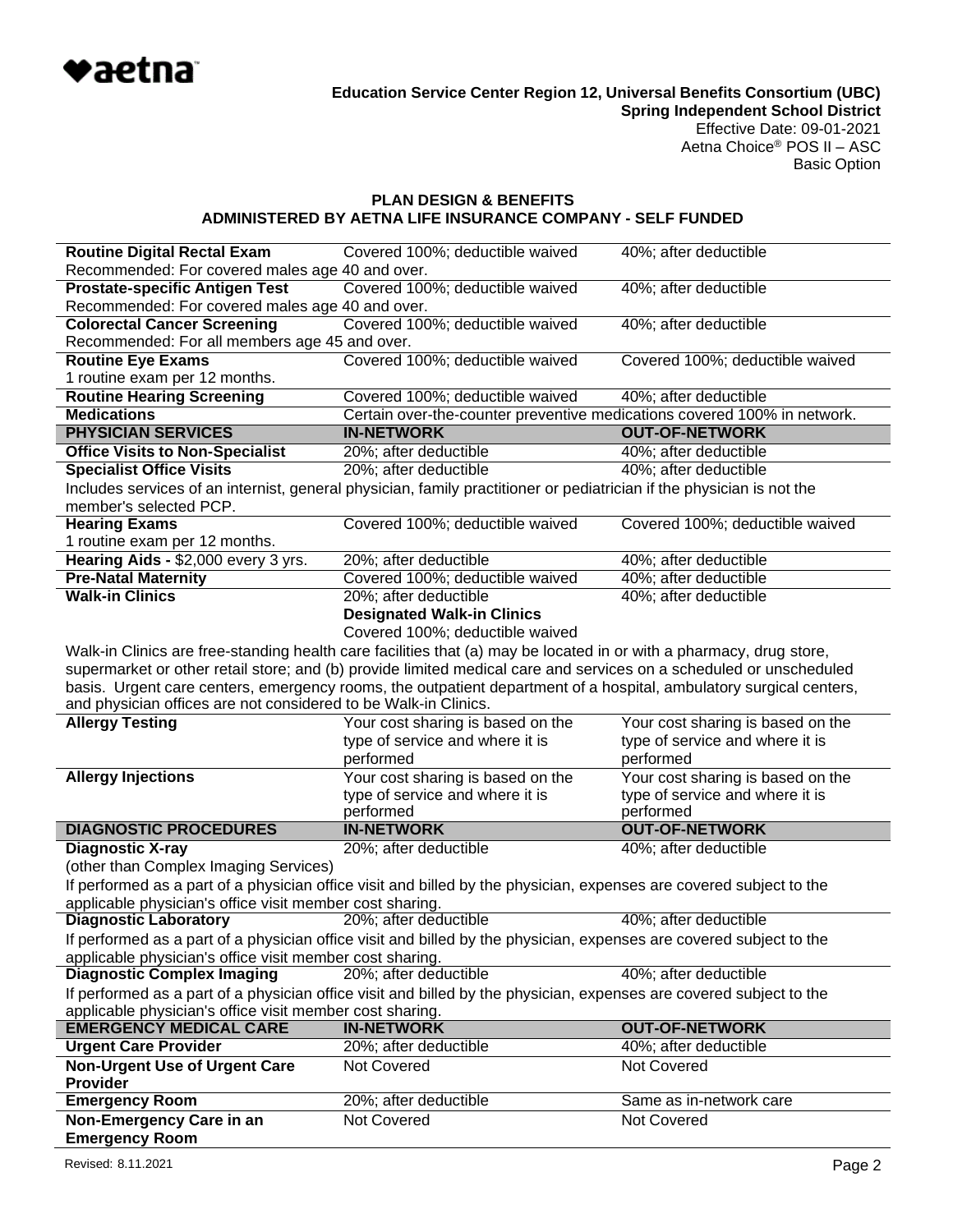**Education Service Center Region 12, Universal Benefits Consortium (UBC)**
**Spring Independent School District**
Effective Date: 09-01-2021
Aetna Choice® POS II – ASC
Basic Option

## PLAN DESIGN & BENEFITS
## ADMINISTERED BY AETNA LIFE INSURANCE COMPANY - SELF FUNDED

| | | |
|---|---|---|
| **Routine Digital Rectal Exam** | Covered 100%; deductible waived | 40%; after deductible |
| Recommended: For covered males age 40 and over. | | |
| **Prostate-specific Antigen Test** | Covered 100%; deductible waived | 40%; after deductible |
| Recommended: For covered males age 40 and over. | | |
| **Colorectal Cancer Screening** | Covered 100%; deductible waived | 40%; after deductible |
| Recommended: For all members age 45 and over. | | |
| **Routine Eye Exams** | Covered 100%; deductible waived | Covered 100%; deductible waived |
| 1 routine exam per 12 months. | | |
| **Routine Hearing Screening** | Covered 100%; deductible waived | 40%; after deductible |
| **Medications** | Certain over-the-counter preventive medications covered 100% in network. | |
| **PHYSICIAN SERVICES** | **IN-NETWORK** | **OUT-OF-NETWORK** |
| **Office Visits to Non-Specialist** | 20%; after deductible | 40%; after deductible |
| **Specialist Office Visits** | 20%; after deductible | 40%; after deductible |
| Includes services of an internist, general physician, family practitioner or pediatrician if the physician is not the member's selected PCP. | | |
| **Hearing Exams** | Covered 100%; deductible waived | Covered 100%; deductible waived |
| 1 routine exam per 12 months. | | |
| **Hearing Aids -** $2,000 every 3 yrs. | 20%; after deductible | 40%; after deductible |
| **Pre-Natal Maternity** | Covered 100%; deductible waived | 40%; after deductible |
| **Walk-in Clinics** | 20%; after deductible<br>**Designated Walk-in Clinics**<br>Covered 100%; deductible waived | 40%; after deductible |
| Walk-in Clinics are free-standing health care facilities that (a) may be located in or with a pharmacy, drug store, supermarket or other retail store; and (b) provide limited medical care and services on a scheduled or unscheduled basis. Urgent care centers, emergency rooms, the outpatient department of a hospital, ambulatory surgical centers, and physician offices are not considered to be Walk-in Clinics. | | |
| **Allergy Testing** | Your cost sharing is based on the type of service and where it is performed | Your cost sharing is based on the type of service and where it is performed |
| **Allergy Injections** | Your cost sharing is based on the type of service and where it is performed | Your cost sharing is based on the type of service and where it is performed |
| **DIAGNOSTIC PROCEDURES** | **IN-NETWORK** | **OUT-OF-NETWORK** |
| **Diagnostic X-ray** | 20%; after deductible | 40%; after deductible |
| (other than Complex Imaging Services)<br>If performed as a part of a physician office visit and billed by the physician, expenses are covered subject to the applicable physician's office visit member cost sharing. | | |
| **Diagnostic Laboratory** | 20%; after deductible | 40%; after deductible |
| If performed as a part of a physician office visit and billed by the physician, expenses are covered subject to the applicable physician's office visit member cost sharing. | | |
| **Diagnostic Complex Imaging** | 20%; after deductible | 40%; after deductible |
| If performed as a part of a physician office visit and billed by the physician, expenses are covered subject to the applicable physician's office visit member cost sharing. | | |
| **EMERGENCY MEDICAL CARE** | **IN-NETWORK** | **OUT-OF-NETWORK** |
| **Urgent Care Provider** | 20%; after deductible | 40%; after deductible |
| **Non-Urgent Use of Urgent Care Provider** | Not Covered | Not Covered |
| **Emergency Room** | 20%; after deductible | Same as in-network care |
| **Non-Emergency Care in an Emergency Room** | Not Covered | Not Covered |

Revised: 8.11.2021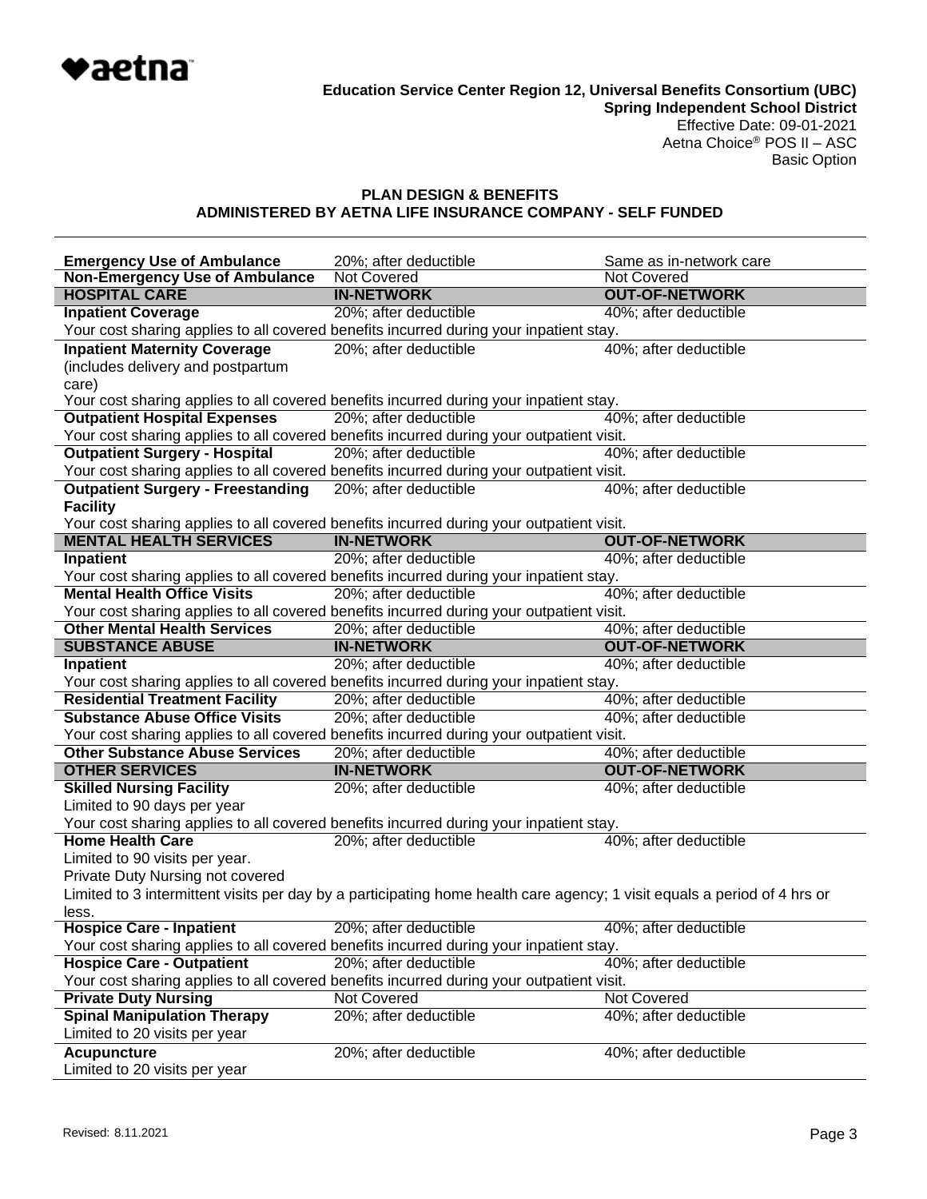**Education Service Center Region 12, Universal Benefits Consortium (UBC)**
**Spring Independent School District**
Effective Date: 09-01-2021
Aetna Choice® POS II – ASC
Basic Option

## PLAN DESIGN & BENEFITS
## ADMINISTERED BY AETNA LIFE INSURANCE COMPANY - SELF FUNDED

| | | |
|---|---|---|
| **Emergency Use of Ambulance** | 20%; after deductible | Same as in-network care |
| **Non-Emergency Use of Ambulance** | Not Covered | Not Covered |
| **HOSPITAL CARE** | **IN-NETWORK** | **OUT-OF-NETWORK** |
| **Inpatient Coverage** | 20%; after deductible | 40%; after deductible |
| Your cost sharing applies to all covered benefits incurred during your inpatient stay. | | |
| **Inpatient Maternity Coverage** (includes delivery and postpartum care) | 20%; after deductible | 40%; after deductible |
| Your cost sharing applies to all covered benefits incurred during your inpatient stay. | | |
| **Outpatient Hospital Expenses** | 20%; after deductible | 40%; after deductible |
| Your cost sharing applies to all covered benefits incurred during your outpatient visit. | | |
| **Outpatient Surgery - Hospital** | 20%; after deductible | 40%; after deductible |
| Your cost sharing applies to all covered benefits incurred during your outpatient visit. | | |
| **Outpatient Surgery - Freestanding Facility** | 20%; after deductible | 40%; after deductible |
| Your cost sharing applies to all covered benefits incurred during your outpatient visit. | | |
| **MENTAL HEALTH SERVICES** | **IN-NETWORK** | **OUT-OF-NETWORK** |
| **Inpatient** | 20%; after deductible | 40%; after deductible |
| Your cost sharing applies to all covered benefits incurred during your inpatient stay. | | |
| **Mental Health Office Visits** | 20%; after deductible | 40%; after deductible |
| Your cost sharing applies to all covered benefits incurred during your outpatient visit. | | |
| **Other Mental Health Services** | 20%; after deductible | 40%; after deductible |
| **SUBSTANCE ABUSE** | **IN-NETWORK** | **OUT-OF-NETWORK** |
| **Inpatient** | 20%; after deductible | 40%; after deductible |
| Your cost sharing applies to all covered benefits incurred during your inpatient stay. | | |
| **Residential Treatment Facility** | 20%; after deductible | 40%; after deductible |
| **Substance Abuse Office Visits** | 20%; after deductible | 40%; after deductible |
| Your cost sharing applies to all covered benefits incurred during your outpatient visit. | | |
| **Other Substance Abuse Services** | 20%; after deductible | 40%; after deductible |
| **OTHER SERVICES** | **IN-NETWORK** | **OUT-OF-NETWORK** |
| **Skilled Nursing Facility** Limited to 90 days per year | 20%; after deductible | 40%; after deductible |
| Your cost sharing applies to all covered benefits incurred during your inpatient stay. | | |
| **Home Health Care** Limited to 90 visits per year. Private Duty Nursing not covered | 20%; after deductible | 40%; after deductible |
| Limited to 3 intermittent visits per day by a participating home health care agency; 1 visit equals a period of 4 hrs or less. | | |
| **Hospice Care - Inpatient** | 20%; after deductible | 40%; after deductible |
| Your cost sharing applies to all covered benefits incurred during your inpatient stay. | | |
| **Hospice Care - Outpatient** | 20%; after deductible | 40%; after deductible |
| Your cost sharing applies to all covered benefits incurred during your outpatient visit. | | |
| **Private Duty Nursing** | Not Covered | Not Covered |
| **Spinal Manipulation Therapy** Limited to 20 visits per year | 20%; after deductible | 40%; after deductible |
| **Acupuncture** Limited to 20 visits per year | 20%; after deductible | 40%; after deductible |

Revised: 8.11.2021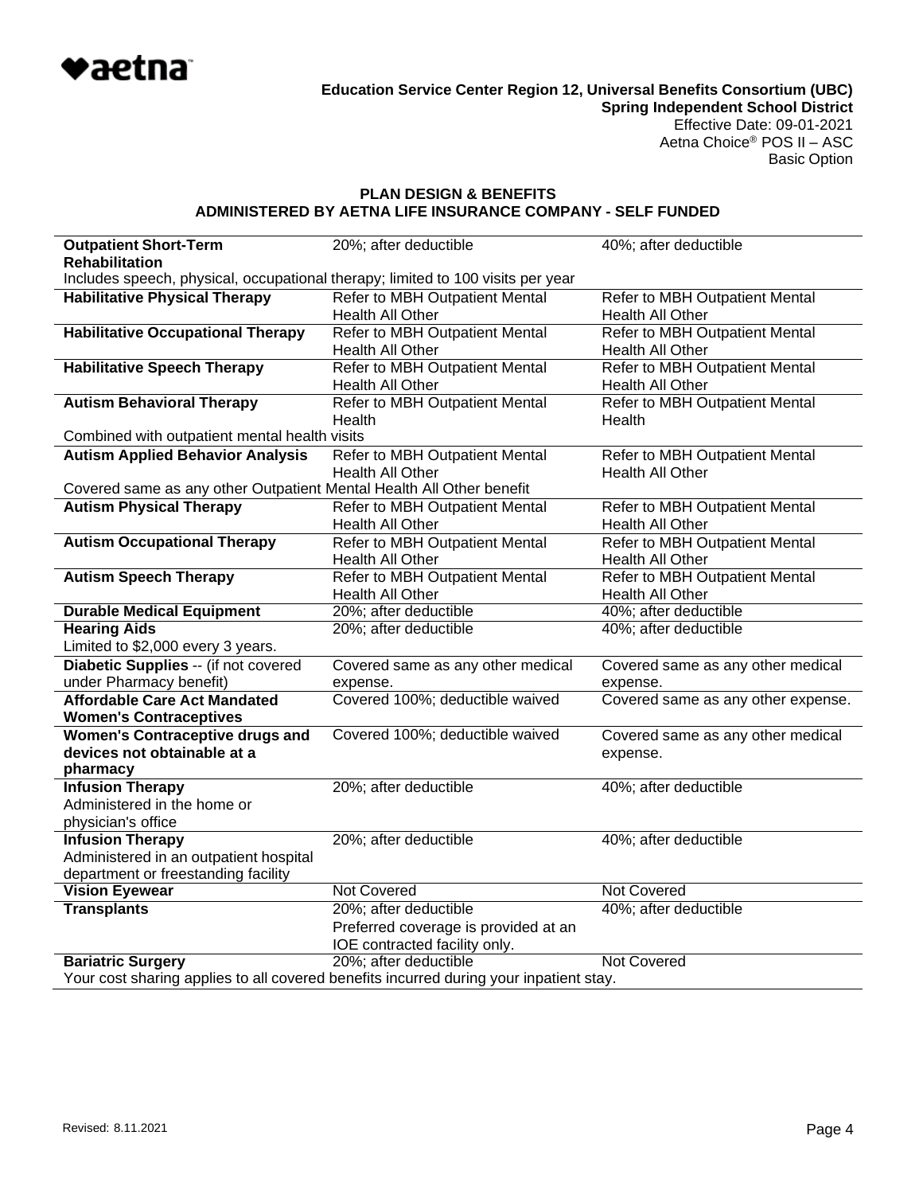**Education Service Center Region 12, Universal Benefits Consortium (UBC)**
**Spring Independent School District**
Effective Date: 09-01-2021
Aetna Choice® POS II – ASC
Basic Option

## PLAN DESIGN & BENEFITS
## ADMINISTERED BY AETNA LIFE INSURANCE COMPANY - SELF FUNDED

| | | |
|---|---|---|
| **Outpatient Short-Term Rehabilitation** | 20%; after deductible | 40%; after deductible |
| Includes speech, physical, occupational therapy; limited to 100 visits per year | | |
| **Habilitative Physical Therapy** | Refer to MBH Outpatient Mental Health All Other | Refer to MBH Outpatient Mental Health All Other |
| **Habilitative Occupational Therapy** | Refer to MBH Outpatient Mental Health All Other | Refer to MBH Outpatient Mental Health All Other |
| **Habilitative Speech Therapy** | Refer to MBH Outpatient Mental Health All Other | Refer to MBH Outpatient Mental Health All Other |
| **Autism Behavioral Therapy** | Refer to MBH Outpatient Mental Health | Refer to MBH Outpatient Mental Health |
| Combined with outpatient mental health visits | | |
| **Autism Applied Behavior Analysis** | Refer to MBH Outpatient Mental Health All Other | Refer to MBH Outpatient Mental Health All Other |
| Covered same as any other Outpatient Mental Health All Other benefit | | |
| **Autism Physical Therapy** | Refer to MBH Outpatient Mental Health All Other | Refer to MBH Outpatient Mental Health All Other |
| **Autism Occupational Therapy** | Refer to MBH Outpatient Mental Health All Other | Refer to MBH Outpatient Mental Health All Other |
| **Autism Speech Therapy** | Refer to MBH Outpatient Mental Health All Other | Refer to MBH Outpatient Mental Health All Other |
| **Durable Medical Equipment** | 20%; after deductible | 40%; after deductible |
| **Hearing Aids** Limited to $2,000 every 3 years. | 20%; after deductible | 40%; after deductible |
| **Diabetic Supplies** -- (if not covered under Pharmacy benefit) | Covered same as any other medical expense. | Covered same as any other medical expense. |
| **Affordable Care Act Mandated Women's Contraceptives** | Covered 100%; deductible waived | Covered same as any other expense. |
| **Women's Contraceptive drugs and devices not obtainable at a pharmacy** | Covered 100%; deductible waived | Covered same as any other medical expense. |
| **Infusion Therapy** Administered in the home or physician's office | 20%; after deductible | 40%; after deductible |
| **Infusion Therapy** Administered in an outpatient hospital department or freestanding facility | 20%; after deductible | 40%; after deductible |
| **Vision Eyewear** | Not Covered | Not Covered |
| **Transplants** | 20%; after deductible Preferred coverage is provided at an IOE contracted facility only. | 40%; after deductible |
| **Bariatric Surgery** | 20%; after deductible | Not Covered |
| Your cost sharing applies to all covered benefits incurred during your inpatient stay. | | |

Revised: 8.11.2021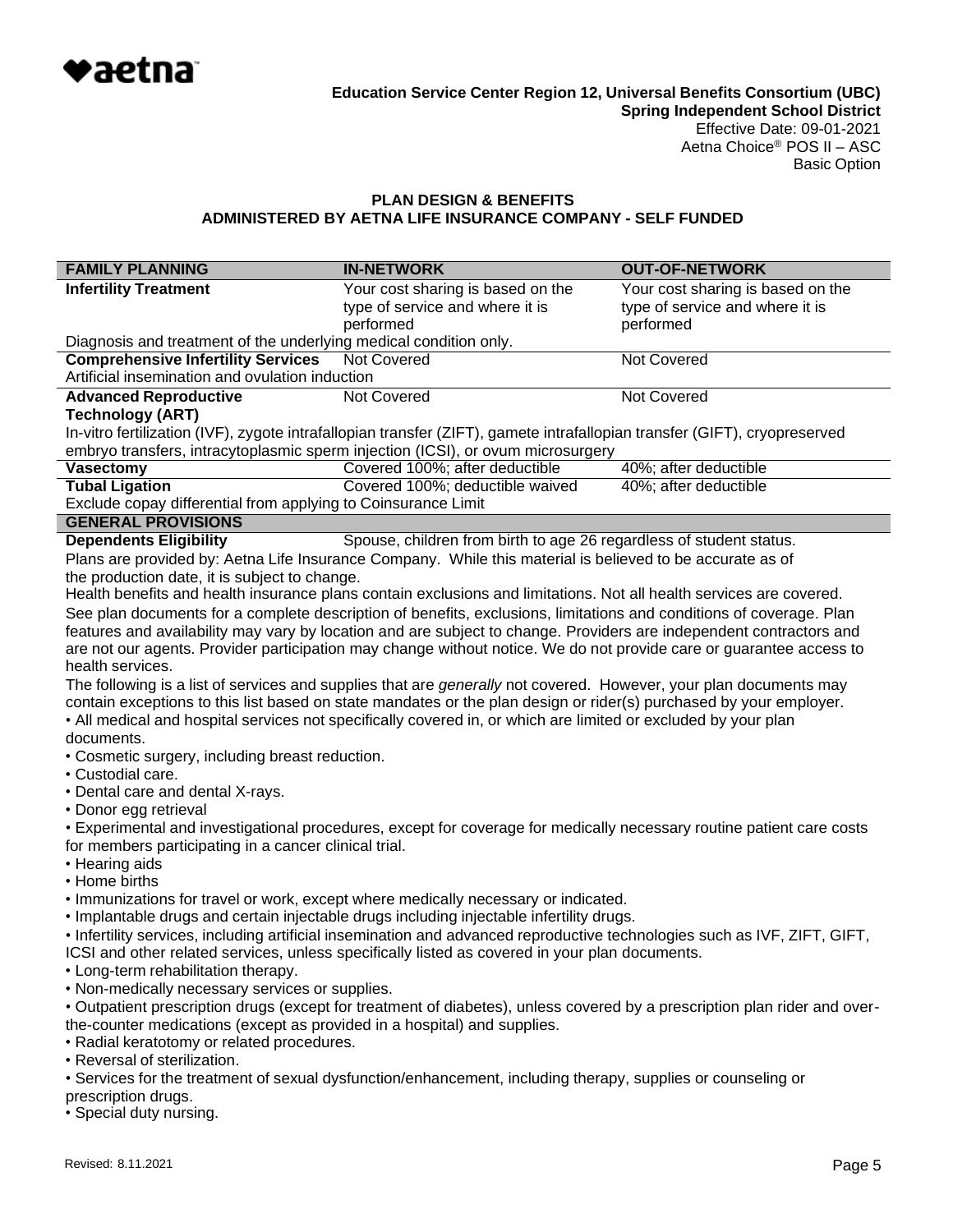**Education Service Center Region 12, Universal Benefits Consortium (UBC)**
**Spring Independent School District**
Effective Date: 09-01-2021
Aetna Choice® POS II – ASC
Basic Option

## PLAN DESIGN & BENEFITS
## ADMINISTERED BY AETNA LIFE INSURANCE COMPANY - SELF FUNDED

| FAMILY PLANNING | IN-NETWORK | OUT-OF-NETWORK |
|---|---|---|
| **Infertility Treatment** | Your cost sharing is based on the type of service and where it is performed | Your cost sharing is based on the type of service and where it is performed |
| Diagnosis and treatment of the underlying medical condition only. | | |
| **Comprehensive Infertility Services** | Not Covered | Not Covered |
| Artificial insemination and ovulation induction | | |
| **Advanced Reproductive Technology (ART)** | Not Covered | Not Covered |
| In-vitro fertilization (IVF), zygote intrafallopian transfer (ZIFT), gamete intrafallopian transfer (GIFT), cryopreserved embryo transfers, intracytoplasmic sperm injection (ICSI), or ovum microsurgery | | |
| **Vasectomy** | Covered 100%; after deductible | 40%; after deductible |
| **Tubal Ligation** | Covered 100%; deductible waived | 40%; after deductible |
| Exclude copay differential from applying to Coinsurance Limit | | |
| **GENERAL PROVISIONS** | | |
| **Dependents Eligibility** | Spouse, children from birth to age 26 regardless of student status. | |

Plans are provided by: Aetna Life Insurance Company. While this material is believed to be accurate as of the production date, it is subject to change.

Health benefits and health insurance plans contain exclusions and limitations. Not all health services are covered. See plan documents for a complete description of benefits, exclusions, limitations and conditions of coverage. Plan features and availability may vary by location and are subject to change. Providers are independent contractors and are not our agents. Provider participation may change without notice. We do not provide care or guarantee access to health services.

The following is a list of services and supplies that are *generally* not covered. However, your plan documents may contain exceptions to this list based on state mandates or the plan design or rider(s) purchased by your employer.

- All medical and hospital services not specifically covered in, or which are limited or excluded by your plan documents.
- Cosmetic surgery, including breast reduction.
- Custodial care.
- Dental care and dental X-rays.
- Donor egg retrieval
- Experimental and investigational procedures, except for coverage for medically necessary routine patient care costs for members participating in a cancer clinical trial.
- Hearing aids
- Home births
- Immunizations for travel or work, except where medically necessary or indicated.
- Implantable drugs and certain injectable drugs including injectable infertility drugs.
- Infertility services, including artificial insemination and advanced reproductive technologies such as IVF, ZIFT, GIFT, ICSI and other related services, unless specifically listed as covered in your plan documents.
- Long-term rehabilitation therapy.
- Non-medically necessary services or supplies.
- Outpatient prescription drugs (except for treatment of diabetes), unless covered by a prescription plan rider and over-the-counter medications (except as provided in a hospital) and supplies.
- Radial keratotomy or related procedures.
- Reversal of sterilization.
- Services for the treatment of sexual dysfunction/enhancement, including therapy, supplies or counseling or prescription drugs.
- Special duty nursing.

Revised: 8.11.2021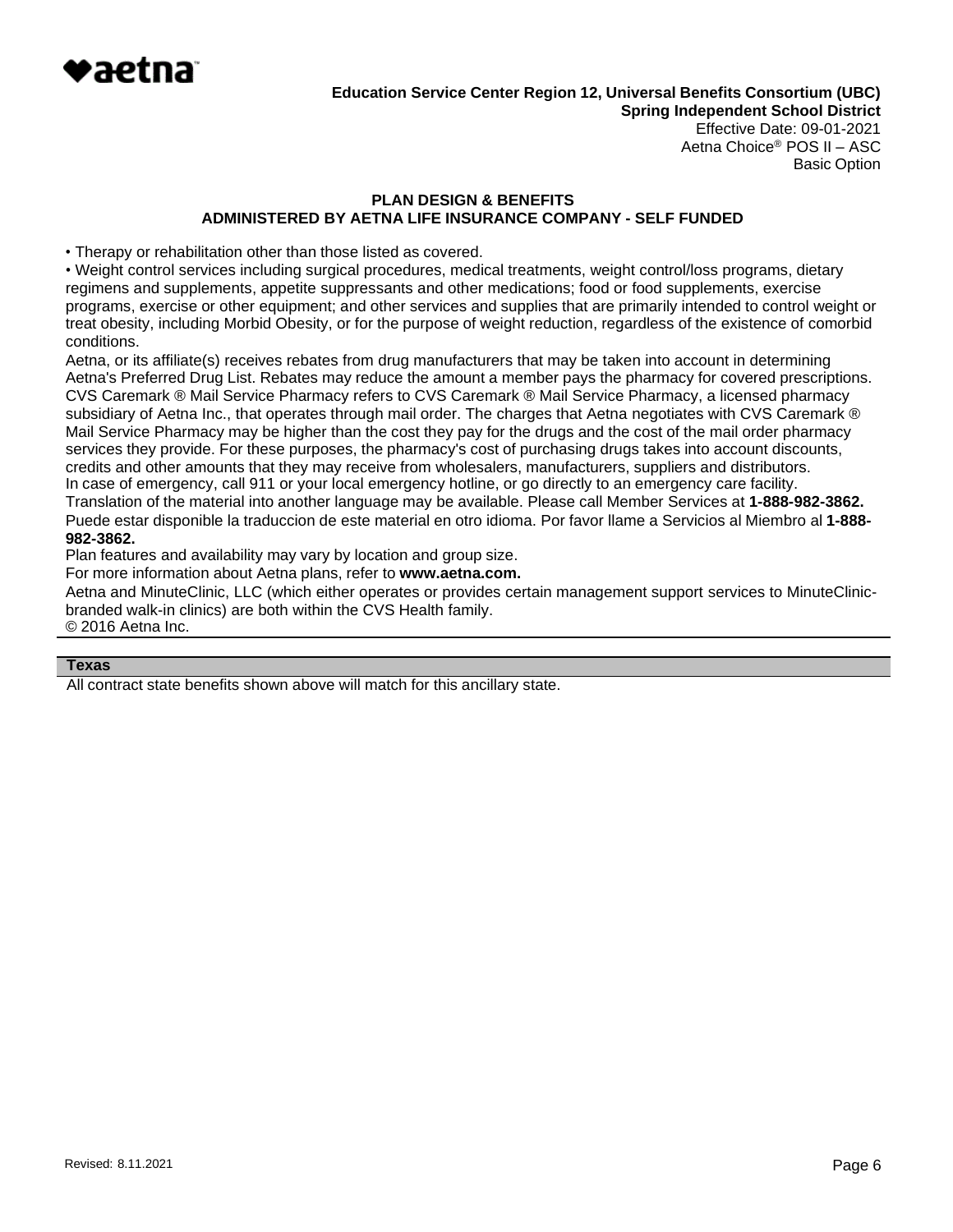**Education Service Center Region 12, Universal Benefits Consortium (UBC)**
**Spring Independent School District**
Effective Date: 09-01-2021
Aetna Choice® POS II – ASC
Basic Option

**PLAN DESIGN & BENEFITS**
**ADMINISTERED BY AETNA LIFE INSURANCE COMPANY - SELF FUNDED**

• Therapy or rehabilitation other than those listed as covered.
• Weight control services including surgical procedures, medical treatments, weight control/loss programs, dietary regimens and supplements, appetite suppressants and other medications; food or food supplements, exercise programs, exercise or other equipment; and other services and supplies that are primarily intended to control weight or treat obesity, including Morbid Obesity, or for the purpose of weight reduction, regardless of the existence of comorbid conditions.

Aetna, or its affiliate(s) receives rebates from drug manufacturers that may be taken into account in determining Aetna's Preferred Drug List. Rebates may reduce the amount a member pays the pharmacy for covered prescriptions. CVS Caremark ® Mail Service Pharmacy refers to CVS Caremark ® Mail Service Pharmacy, a licensed pharmacy subsidiary of Aetna Inc., that operates through mail order. The charges that Aetna negotiates with CVS Caremark ® Mail Service Pharmacy may be higher than the cost they pay for the drugs and the cost of the mail order pharmacy services they provide. For these purposes, the pharmacy's cost of purchasing drugs takes into account discounts, credits and other amounts that they may receive from wholesalers, manufacturers, suppliers and distributors.
In case of emergency, call 911 or your local emergency hotline, or go directly to an emergency care facility.
Translation of the material into another language may be available. Please call Member Services at **1-888-982-3862.**
Puede estar disponible la traduccion de este material en otro idioma. Por favor llame a Servicios al Miembro al **1-888-982-3862.**
Plan features and availability may vary by location and group size.
For more information about Aetna plans, refer to **www.aetna.com.**
Aetna and MinuteClinic, LLC (which either operates or provides certain management support services to MinuteClinic-branded walk-in clinics) are both within the CVS Health family.
© 2016 Aetna Inc.

| **Texas** |
|---|
| All contract state benefits shown above will match for this ancillary state. |

Revised: 8.11.2021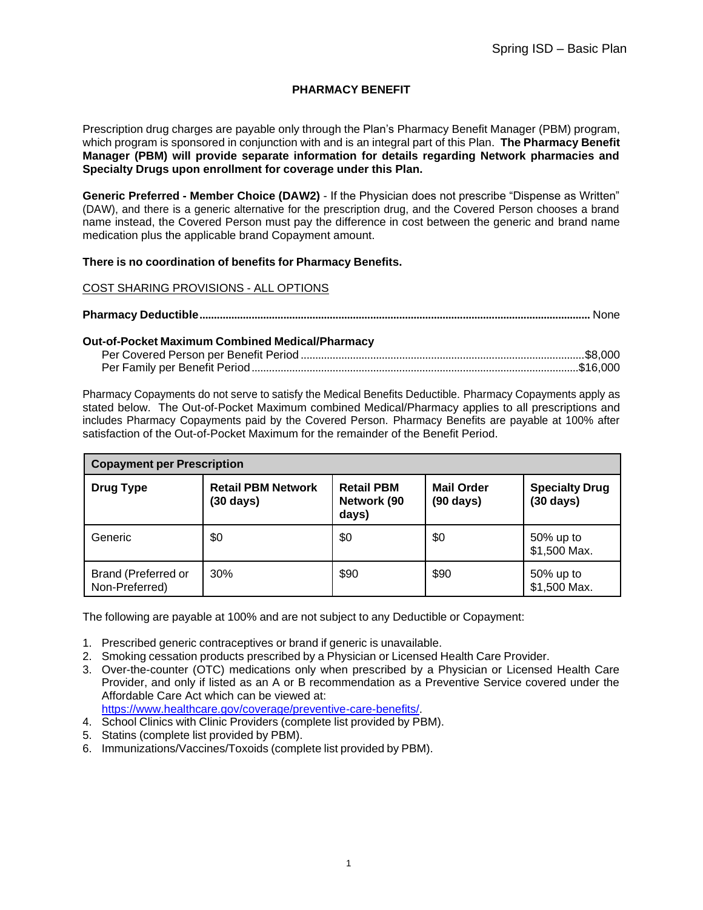# PHARMACY BENEFIT

Prescription drug charges are payable only through the Plan's Pharmacy Benefit Manager (PBM) program, which program is sponsored in conjunction with and is an integral part of this Plan. **The Pharmacy Benefit Manager (PBM) will provide separate information for details regarding Network pharmacies and Specialty Drugs upon enrollment for coverage under this Plan.**

**Generic Preferred - Member Choice (DAW2)** - If the Physician does not prescribe "Dispense as Written" (DAW), and there is a generic alternative for the prescription drug, and the Covered Person chooses a brand name instead, the Covered Person must pay the difference in cost between the generic and brand name medication plus the applicable brand Copayment amount.

**There is no coordination of benefits for Pharmacy Benefits.**

<u>COST SHARING PROVISIONS - ALL OPTIONS</u>

**Pharmacy Deductible** ........ None

**Out-of-Pocket Maximum Combined Medical/Pharmacy**

Per Covered Person per Benefit Period ........ $8,000
Per Family per Benefit Period ........ $16,000

Pharmacy Copayments do not serve to satisfy the Medical Benefits Deductible. Pharmacy Copayments apply as stated below. The Out-of-Pocket Maximum combined Medical/Pharmacy applies to all prescriptions and includes Pharmacy Copayments paid by the Covered Person. Pharmacy Benefits are payable at 100% after satisfaction of the Out-of-Pocket Maximum for the remainder of the Benefit Period.

| **Copayment per Prescription** | | | | |
|---|---|---|---|---|
| **Drug Type** | **Retail PBM Network (30 days)** | **Retail PBM Network (90 days)** | **Mail Order (90 days)** | **Specialty Drug (30 days)** |
| Generic | $0 | $0 | $0 | 50% up to $1,500 Max. |
| Brand (Preferred or Non-Preferred) | 30% | $90 | $90 | 50% up to $1,500 Max. |

The following are payable at 100% and are not subject to any Deductible or Copayment:

1. Prescribed generic contraceptives or brand if generic is unavailable.
2. Smoking cessation products prescribed by a Physician or Licensed Health Care Provider.
3. Over-the-counter (OTC) medications only when prescribed by a Physician or Licensed Health Care Provider, and only if listed as an A or B recommendation as a Preventive Service covered under the Affordable Care Act which can be viewed at: https://www.healthcare.gov/coverage/preventive-care-benefits/.
4. School Clinics with Clinic Providers (complete list provided by PBM).
5. Statins (complete list provided by PBM).
6. Immunizations/Vaccines/Toxoids (complete list provided by PBM).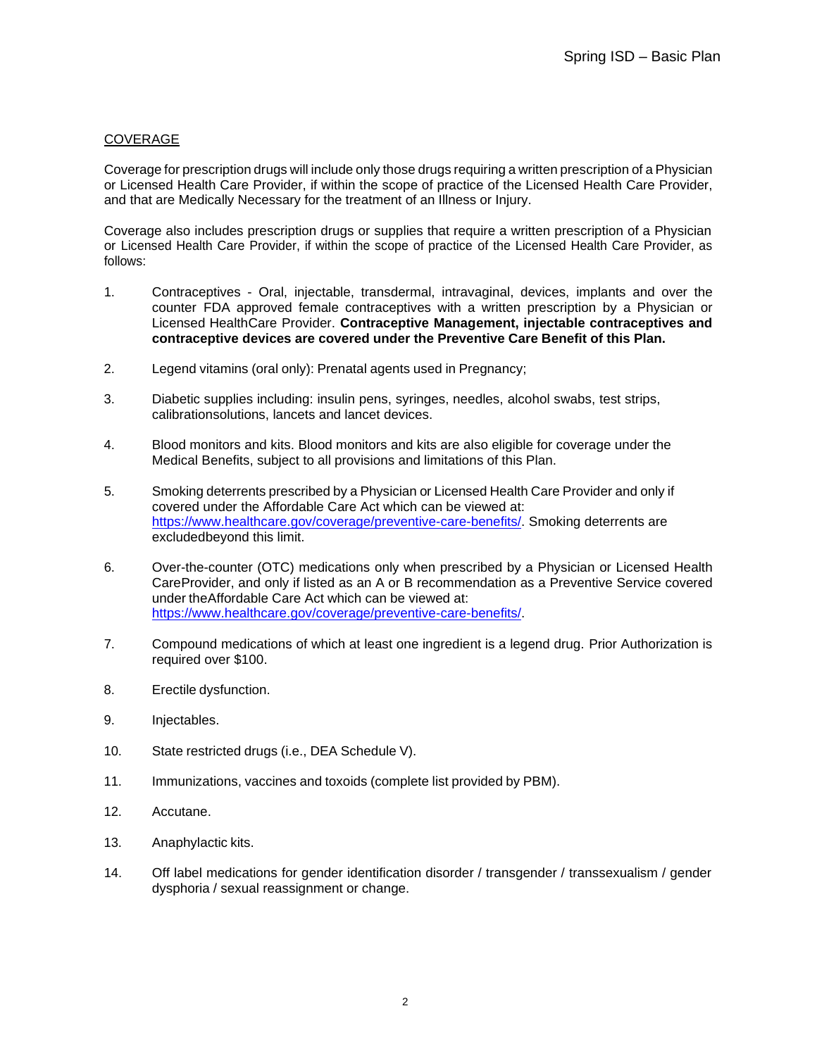<u>COVERAGE</u>

Coverage for prescription drugs will include only those drugs requiring a written prescription of a Physician or Licensed Health Care Provider, if within the scope of practice of the Licensed Health Care Provider, and that are Medically Necessary for the treatment of an Illness or Injury.

Coverage also includes prescription drugs or supplies that require a written prescription of a Physician or Licensed Health Care Provider, if within the scope of practice of the Licensed Health Care Provider, as follows:

1. Contraceptives - Oral, injectable, transdermal, intravaginal, devices, implants and over the counter FDA approved female contraceptives with a written prescription by a Physician or Licensed HealthCare Provider. **Contraceptive Management, injectable contraceptives and contraceptive devices are covered under the Preventive Care Benefit of this Plan.**

2. Legend vitamins (oral only): Prenatal agents used in Pregnancy;

3. Diabetic supplies including: insulin pens, syringes, needles, alcohol swabs, test strips, calibrationsolutions, lancets and lancet devices.

4. Blood monitors and kits. Blood monitors and kits are also eligible for coverage under the Medical Benefits, subject to all provisions and limitations of this Plan.

5. Smoking deterrents prescribed by a Physician or Licensed Health Care Provider and only if covered under the Affordable Care Act which can be viewed at: https://www.healthcare.gov/coverage/preventive-care-benefits/. Smoking deterrents are excludedbeyond this limit.

6. Over-the-counter (OTC) medications only when prescribed by a Physician or Licensed Health CareProvider, and only if listed as an A or B recommendation as a Preventive Service covered under theAffordable Care Act which can be viewed at: https://www.healthcare.gov/coverage/preventive-care-benefits/.

7. Compound medications of which at least one ingredient is a legend drug. Prior Authorization is required over $100.

8. Erectile dysfunction.

9. Injectables.

10. State restricted drugs (i.e., DEA Schedule V).

11. Immunizations, vaccines and toxoids (complete list provided by PBM).

12. Accutane.

13. Anaphylactic kits.

14. Off label medications for gender identification disorder / transgender / transsexualism / gender dysphoria / sexual reassignment or change.